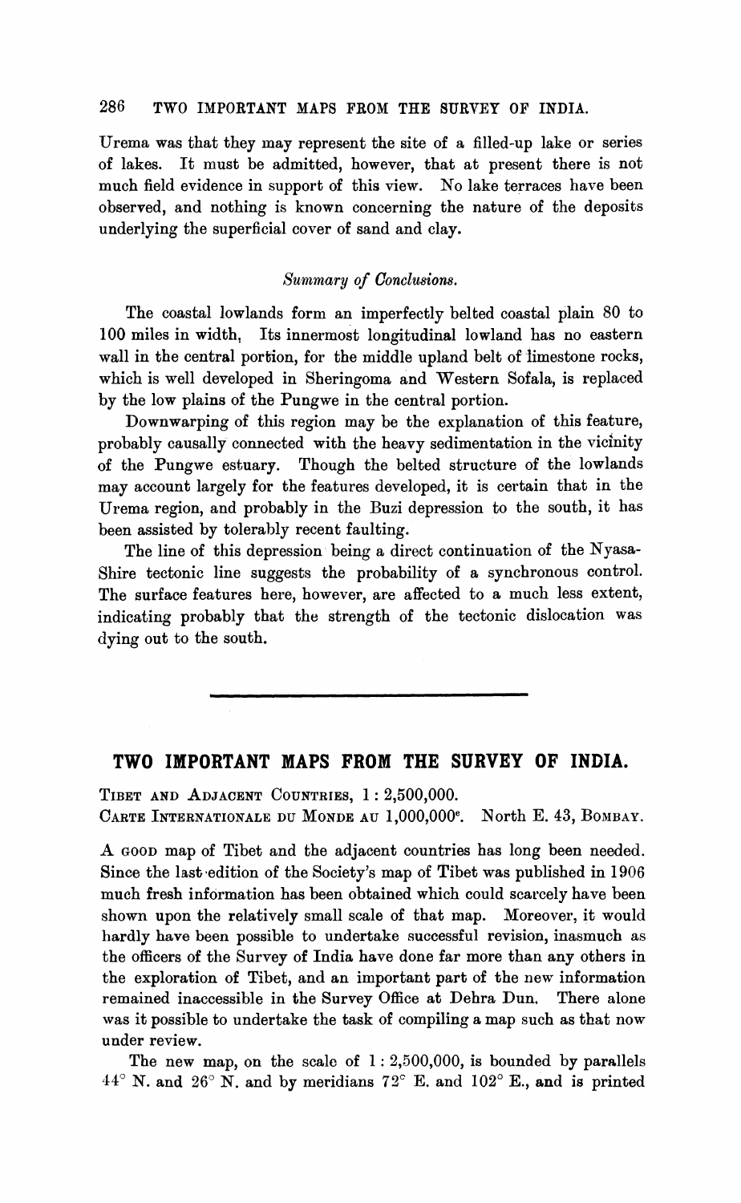Urema was that they may represent the site of a filled-up lake or series of lakes. It must be admitted, however, that at present there is not much field evidence in support of this view. No lake terraces have been observed, and nothing is known concerning the nature of the deposits underlying the superficial cover of sand and clay.

### *Summary of Conclusions.*

The coastal lowlands form an imperfectly belted coastal plain 80 to 100 miles in width, Its innermost longitudinal lowland has no eastern wall in the central portion, for the middle upland belt of limestone rocks, which is well developed in Sheringoma and Western Sofala, is replaced by the low plains of the Pungwe in the central portion.

Downwarping of this region may be the explanation of this feature, probably causally connected with the heavy sedimentation in the vicinity of the Pungwe estuary. Though the belted structure of the lowlands may account largely for the features developed, it is certain that in the Urema region, and probably in the Buzi depression to the south, it has been assisted by tolerably recent faulting.

The line of this depression being a direct continuation of the Nyasa-Shire tectonic line suggests the probability of a synchronous control. The surface features here, however, are affected to a much less extent, indicating probably that the strength of the tectonic dislocation was dying out to the south.

---

## TWO IMPORTANT MAPS FROM THE SURVEY OF INDIA.

TIBET AND ADJACENT COUNTRIES, 1 : 2,500,000.
CARTE INTERNATIONALE DU MONDE AU 1,000,000$^{e}$. North E. 43, BOMBAY.

A GOOD map of Tibet and the adjacent countries has long been needed. Since the last edition of the Society's map of Tibet was published in 1906 much fresh information has been obtained which could scarcely have been shown upon the relatively small scale of that map. Moreover, it would hardly have been possible to undertake successful revision, inasmuch as the officers of the Survey of India have done far more than any others in the exploration of Tibet, and an important part of the new information remained inaccessible in the Survey Office at Dehra Dun. There alone was it possible to undertake the task of compiling a map such as that now under review.

The new map, on the scale of 1 : 2,500,000, is bounded by parallels 44° N. and 26° N. and by meridians 72° E. and 102° E., and is printed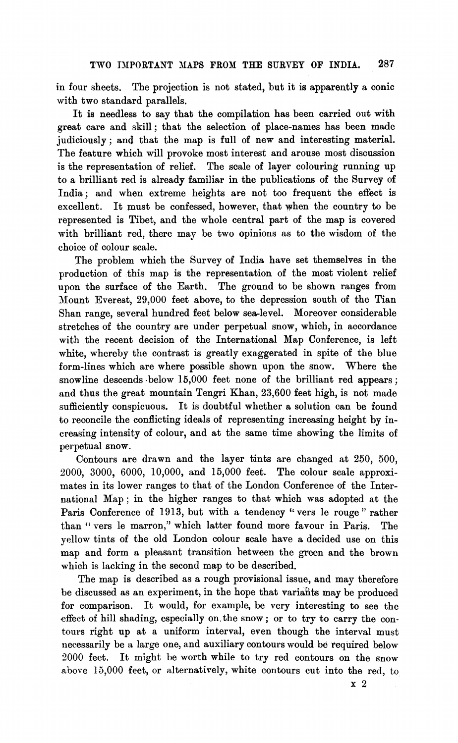in four sheets. The projection is not stated, but it is apparently a conic with two standard parallels.

It is needless to say that the compilation has been carried out with great care and skill; that the selection of place-names has been made judiciously; and that the map is full of new and interesting material. The feature which will provoke most interest and arouse most discussion is the representation of relief. The scale of layer colouring running up to a brilliant red is already familiar in the publications of the Survey of India; and when extreme heights are not too frequent the effect is excellent. It must be confessed, however, that when the country to be represented is Tibet, and the whole central part of the map is covered with brilliant red, there may be two opinions as to the wisdom of the choice of colour scale.

The problem which the Survey of India have set themselves in the production of this map is the representation of the most violent relief upon the surface of the Earth. The ground to be shown ranges from Mount Everest, 29,000 feet above, to the depression south of the Tian Shan range, several hundred feet below sea-level. Moreover considerable stretches of the country are under perpetual snow, which, in accordance with the recent decision of the International Map Conference, is left white, whereby the contrast is greatly exaggerated in spite of the blue form-lines which are where possible shown upon the snow. Where the snowline descends below 15,000 feet none of the brilliant red appears; and thus the great mountain Tengri Khan, 23,600 feet high, is not made sufficiently conspicuous. It is doubtful whether a solution can be found to reconcile the conflicting ideals of representing increasing height by increasing intensity of colour, and at the same time showing the limits of perpetual snow.

Contours are drawn and the layer tints are changed at 250, 500, 2000, 3000, 6000, 10,000, and 15,000 feet. The colour scale approximates in its lower ranges to that of the London Conference of the International Map; in the higher ranges to that which was adopted at the Paris Conference of 1913, but with a tendency "vers le rouge" rather than "vers le marron," which latter found more favour in Paris. The yellow tints of the old London colour scale have a decided use on this map and form a pleasant transition between the green and the brown which is lacking in the second map to be described.

The map is described as a rough provisional issue, and may therefore be discussed as an experiment, in the hope that variants may be produced for comparison. It would, for example, be very interesting to see the effect of hill shading, especially on the snow; or to try to carry the contours right up at a uniform interval, even though the interval must necessarily be a large one, and auxiliary contours would be required below 2000 feet. It might be worth while to try red contours on the snow above 15,000 feet, or alternatively, white contours cut into the red, to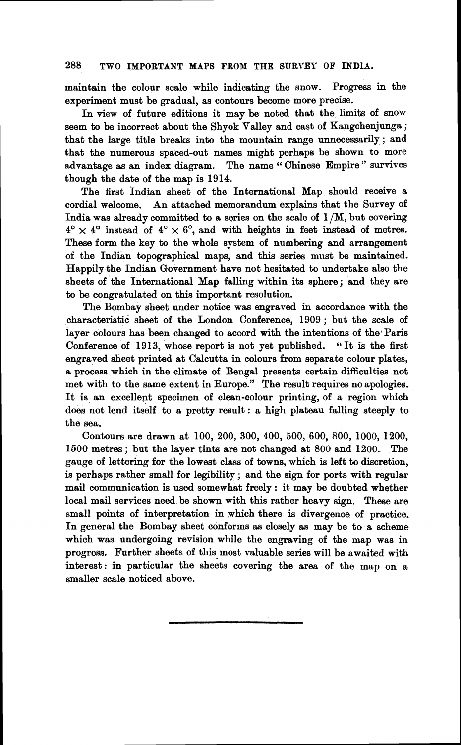maintain the colour scale while indicating the snow. Progress in the experiment must be gradual, as contours become more precise.

In view of future editions it may be noted that the limits of snow seem to be incorrect about the Shyok Valley and east of Kangchenjunga; that the large title breaks into the mountain range unnecessarily; and that the numerous spaced-out names might perhaps be shown to more advantage as an index diagram. The name "Chinese Empire" survives though the date of the map is 1914.

The first Indian sheet of the International Map should receive a cordial welcome. An attached memorandum explains that the Survey of India was already committed to a series on the scale of 1/M, but covering $4° \times 4°$ instead of $4° \times 6°$, and with heights in feet instead of metres. These form the key to the whole system of numbering and arrangement of the Indian topographical maps, and this series must be maintained. Happily the Indian Government have not hesitated to undertake also the sheets of the International Map falling within its sphere; and they are to be congratulated on this important resolution.

The Bombay sheet under notice was engraved in accordance with the characteristic sheet of the London Conference, 1909; but the scale of layer colours has been changed to accord with the intentions of the Paris Conference of 1913, whose report is not yet published. "It is the first engraved sheet printed at Calcutta in colours from separate colour plates, a process which in the climate of Bengal presents certain difficulties not met with to the same extent in Europe." The result requires no apologies. It is an excellent specimen of clean-colour printing, of a region which does not lend itself to a pretty result: a high plateau falling steeply to the sea.

Contours are drawn at 100, 200, 300, 400, 500, 600, 800, 1000, 1200, 1500 metres; but the layer tints are not changed at 800 and 1200. The gauge of lettering for the lowest class of towns, which is left to discretion, is perhaps rather small for legibility; and the sign for ports with regular mail communication is used somewhat freely: it may be doubted whether local mail services need be shown with this rather heavy sign. These are small points of interpretation in which there is divergence of practice. In general the Bombay sheet conforms as closely as may be to a scheme which was undergoing revision while the engraving of the map was in progress. Further sheets of this most valuable series will be awaited with interest: in particular the sheets covering the area of the map on a smaller scale noticed above.